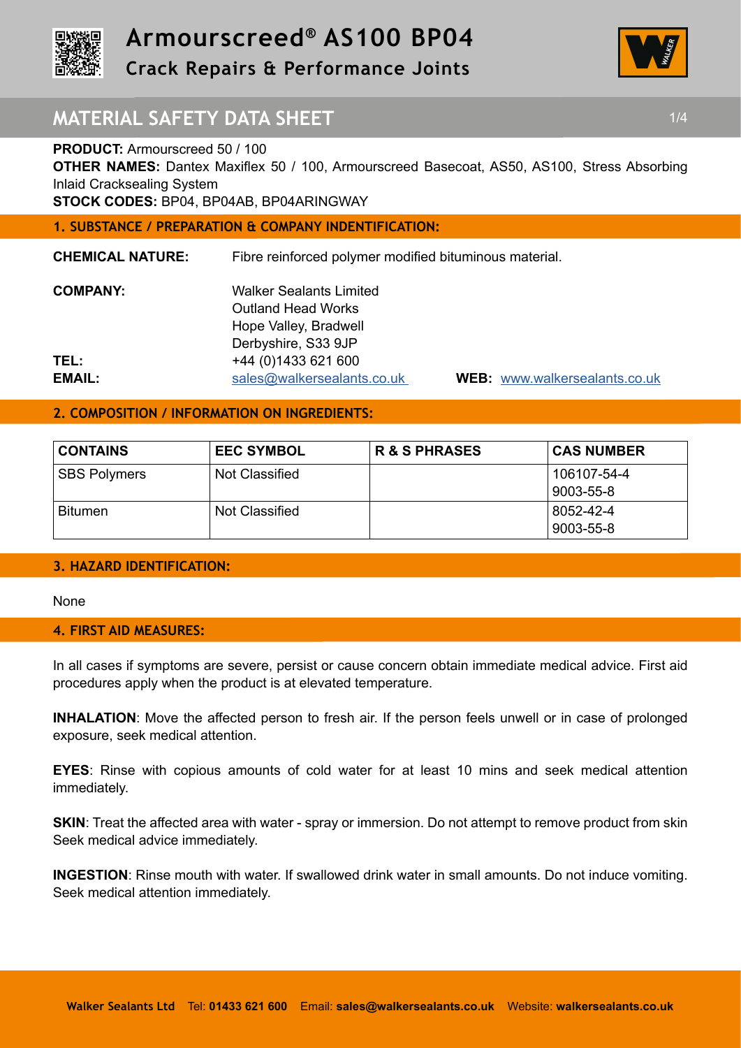# Armourscreed® AS100 BP04

## Crack Repairs & Performance Joints

# MATERIAL SAFETY DATA SHEET

**PRODUCT:** Armourscreed 50 / 100

**OTHER NAMES:** Dantex Maxiflex 50 / 100, Armourscreed Basecoat, AS50, AS100, Stress Absorbing Inlaid Cracksealing System

**STOCK CODES:** BP04, BP04AB, BP04ARINGWAY

## 1. SUBSTANCE / PREPARATION & COMPANY INDENTIFICATION:

**CHEMICAL NATURE:** Fibre reinforced polymer modified bituminous material.

**COMPANY:** Walker Sealants Limited
Outland Head Works
Hope Valley, Bradwell
Derbyshire, S33 9JP

**TEL:** +44 (0)1433 621 600

**EMAIL:** sales@walkersealants.co.uk **WEB:** www.walkersealants.co.uk

## 2. COMPOSITION / INFORMATION ON INGREDIENTS:

| CONTAINS | EEC SYMBOL | R & S PHRASES | CAS NUMBER |
|---|---|---|---|
| SBS Polymers | Not Classified | | 106107-54-4<br>9003-55-8 |
| Bitumen | Not Classified | | 8052-42-4<br>9003-55-8 |

## 3. HAZARD IDENTIFICATION:

None

## 4. FIRST AID MEASURES:

In all cases if symptoms are severe, persist or cause concern obtain immediate medical advice. First aid procedures apply when the product is at elevated temperature.

**INHALATION**: Move the affected person to fresh air. If the person feels unwell or in case of prolonged exposure, seek medical attention.

**EYES**: Rinse with copious amounts of cold water for at least 10 mins and seek medical attention immediately.

**SKIN**: Treat the affected area with water - spray or immersion. Do not attempt to remove product from skin Seek medical advice immediately.

**INGESTION**: Rinse mouth with water. If swallowed drink water in small amounts. Do not induce vomiting. Seek medical attention immediately.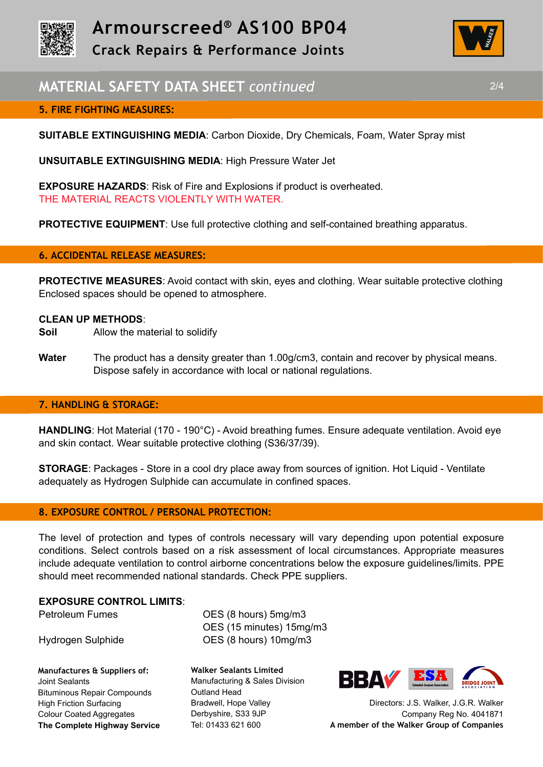# Armourscreed® AS100 BP04

## Crack Repairs & Performance Joints

## MATERIAL SAFETY DATA SHEET *continued*

### 5. FIRE FIGHTING MEASURES:

**SUITABLE EXTINGUISHING MEDIA**: Carbon Dioxide, Dry Chemicals, Foam, Water Spray mist

**UNSUITABLE EXTINGUISHING MEDIA**: High Pressure Water Jet

**EXPOSURE HAZARDS**: Risk of Fire and Explosions if product is overheated.
THE MATERIAL REACTS VIOLENTLY WITH WATER.

**PROTECTIVE EQUIPMENT**: Use full protective clothing and self-contained breathing apparatus.

### 6. ACCIDENTAL RELEASE MEASURES:

**PROTECTIVE MEASURES**: Avoid contact with skin, eyes and clothing. Wear suitable protective clothing Enclosed spaces should be opened to atmosphere.

**CLEAN UP METHODS**:

**Soil** Allow the material to solidify

**Water** The product has a density greater than 1.00g/cm3, contain and recover by physical means. Dispose safely in accordance with local or national regulations.

### 7. HANDLING & STORAGE:

**HANDLING**: Hot Material (170 - 190°C) - Avoid breathing fumes. Ensure adequate ventilation. Avoid eye and skin contact. Wear suitable protective clothing (S36/37/39).

**STORAGE**: Packages - Store in a cool dry place away from sources of ignition. Hot Liquid - Ventilate adequately as Hydrogen Sulphide can accumulate in confined spaces.

### 8. EXPOSURE CONTROL / PERSONAL PROTECTION:

The level of protection and types of controls necessary will vary depending upon potential exposure conditions. Select controls based on a risk assessment of local circumstances. Appropriate measures include adequate ventilation to control airborne concentrations below the exposure guidelines/limits. PPE should meet recommended national standards. Check PPE suppliers.

**EXPOSURE CONTROL LIMITS**:

| | |
|---|---|
| Petroleum Fumes | OES (8 hours) 5mg/m3 |
| | OES (15 minutes) 15mg/m3 |
| Hydrogen Sulphide | OES (8 hours) 10mg/m3 |

**Manufactures & Suppliers of:**
Joint Sealants
Bituminous Repair Compounds
High Friction Surfacing
Colour Coated Aggregates
**The Complete Highway Service**

**Walker Sealants Limited**
Manufacturing & Sales Division
Outland Head
Bradwell, Hope Valley
Derbyshire, S33 9JP
Tel: 01433 621 600

Directors: J.S. Walker, J.G.R. Walker
Company Reg No. 4041871
**A member of the Walker Group of Companies**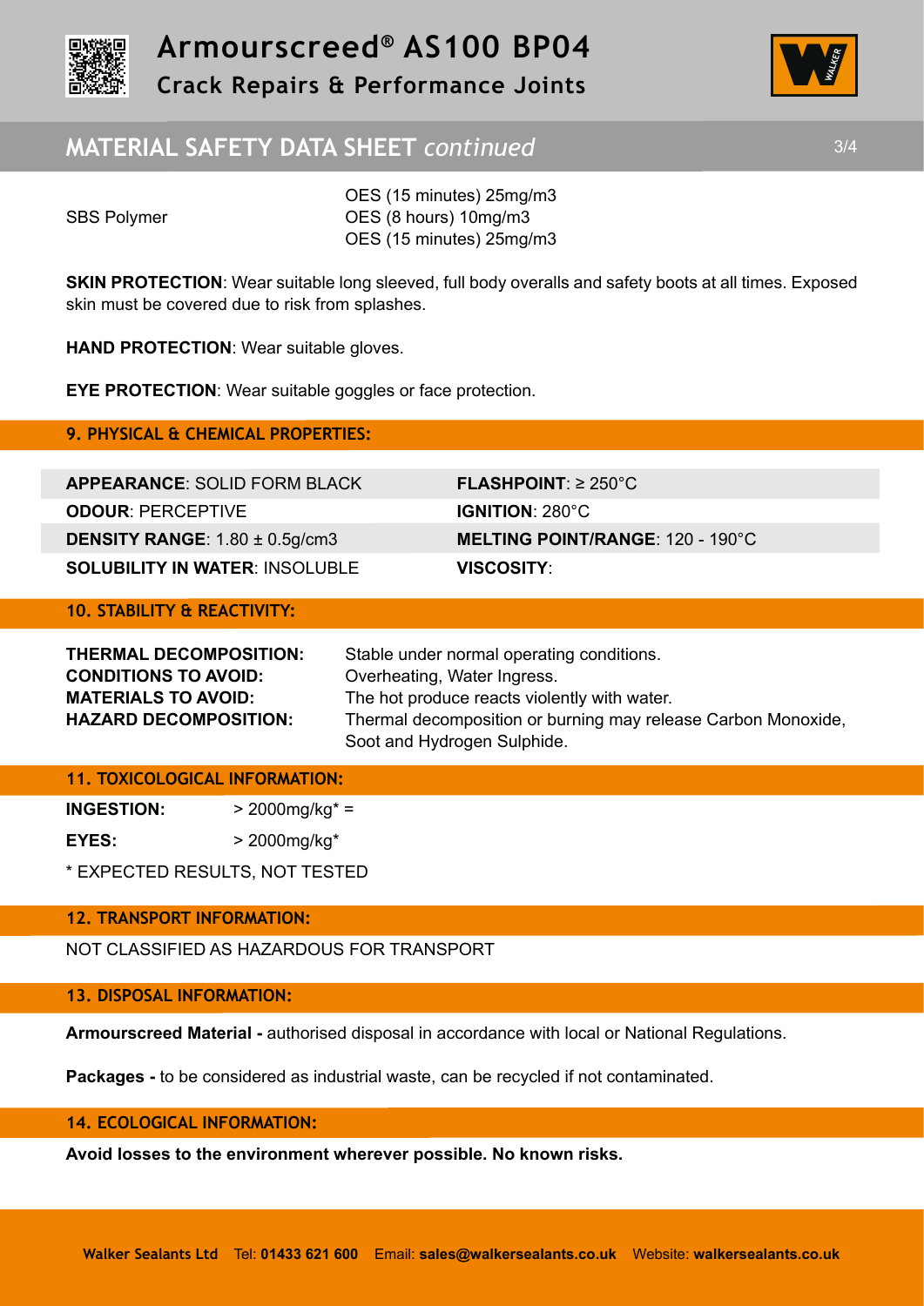| | |
|---|---|
| | OES (15 minutes) 25mg/m3 |
| SBS Polymer | OES (8 hours) 10mg/m3 |
| | OES (15 minutes) 25mg/m3 |

**SKIN PROTECTION**: Wear suitable long sleeved, full body overalls and safety boots at all times. Exposed skin must be covered due to risk from splashes.

**HAND PROTECTION**: Wear suitable gloves.

**EYE PROTECTION**: Wear suitable goggles or face protection.

## 9. PHYSICAL & CHEMICAL PROPERTIES:

| | |
|---|---|
| **APPEARANCE**: SOLID FORM BLACK | **FLASHPOINT**: ≥ 250°C |
| **ODOUR**: PERCEPTIVE | **IGNITION**: 280°C |
| **DENSITY RANGE**: 1.80 ± 0.5g/cm3 | **MELTING POINT/RANGE**: 120 - 190°C |
| **SOLUBILITY IN WATER**: INSOLUBLE | **VISCOSITY**: |

## 10. STABILITY & REACTIVITY:

| | |
|---|---|
| **THERMAL DECOMPOSITION:** | Stable under normal operating conditions. |
| **CONDITIONS TO AVOID:** | Overheating, Water Ingress. |
| **MATERIALS TO AVOID:** | The hot produce reacts violently with water. |
| **HAZARD DECOMPOSITION:** | Thermal decomposition or burning may release Carbon Monoxide, Soot and Hydrogen Sulphide. |

## 11. TOXICOLOGICAL INFORMATION:

| | |
|---|---|
| **INGESTION:** | > 2000mg/kg* = |
| **EYES:** | > 2000mg/kg* |

* EXPECTED RESULTS, NOT TESTED

## 12. TRANSPORT INFORMATION:

NOT CLASSIFIED AS HAZARDOUS FOR TRANSPORT

## 13. DISPOSAL INFORMATION:

**Armourscreed Material -** authorised disposal in accordance with local or National Regulations.

**Packages -** to be considered as industrial waste, can be recycled if not contaminated.

## 14. ECOLOGICAL INFORMATION:

**Avoid losses to the environment wherever possible. No known risks.**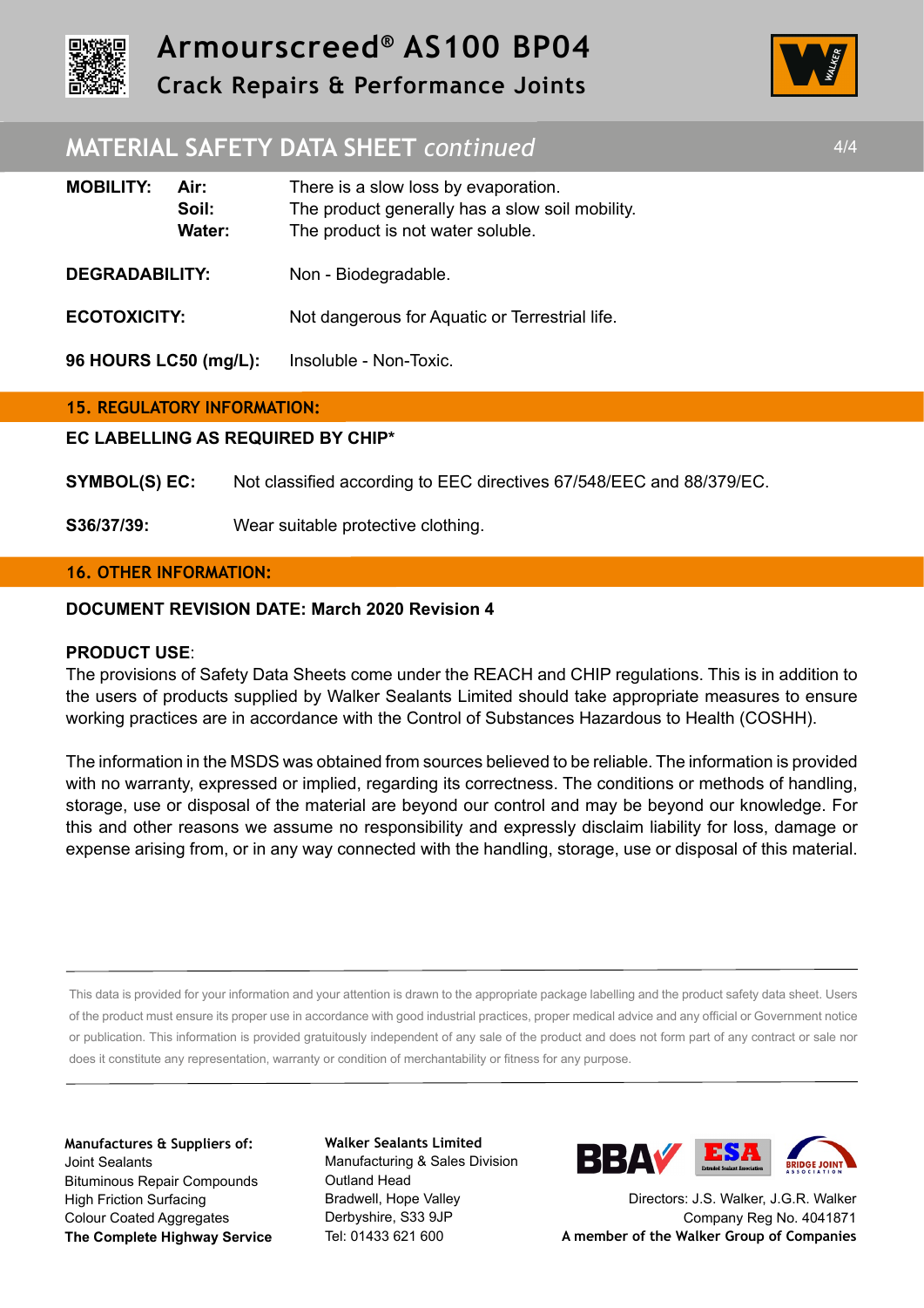| | | |
|---|---|---|
| **MOBILITY:** | **Air:** | There is a slow loss by evaporation. |
| | **Soil:** | The product generally has a slow soil mobility. |
| | **Water:** | The product is not water soluble. |

**DEGRADABILITY:** Non - Biodegradable.

**ECOTOXICITY:** Not dangerous for Aquatic or Terrestrial life.

**96 HOURS LC50 (mg/L):** Insoluble - Non-Toxic.

## 15. REGULATORY INFORMATION:

**EC LABELLING AS REQUIRED BY CHIP***

**SYMBOL(S) EC:** Not classified according to EEC directives 67/548/EEC and 88/379/EC.

**S36/37/39:** Wear suitable protective clothing.

## 16. OTHER INFORMATION:

**DOCUMENT REVISION DATE: March 2020 Revision 4**

**PRODUCT USE**:
The provisions of Safety Data Sheets come under the REACH and CHIP regulations. This is in addition to the users of products supplied by Walker Sealants Limited should take appropriate measures to ensure working practices are in accordance with the Control of Substances Hazardous to Health (COSHH).

The information in the MSDS was obtained from sources believed to be reliable. The information is provided with no warranty, expressed or implied, regarding its correctness. The conditions or methods of handling, storage, use or disposal of the material are beyond our control and may be beyond our knowledge. For this and other reasons we assume no responsibility and expressly disclaim liability for loss, damage or expense arising from, or in any way connected with the handling, storage, use or disposal of this material.

---

This data is provided for your information and your attention is drawn to the appropriate package labelling and the product safety data sheet. Users of the product must ensure its proper use in accordance with good industrial practices, proper medical advice and any official or Government notice or publication. This information is provided gratuitously independent of any sale of the product and does not form part of any contract or sale nor does it constitute any representation, warranty or condition of merchantability or fitness for any purpose.

---

**Manufactures & Suppliers of:**
Joint Sealants
Bituminous Repair Compounds
High Friction Surfacing
Colour Coated Aggregates
**The Complete Highway Service**

**Walker Sealants Limited**
Manufacturing & Sales Division
Outland Head
Bradwell, Hope Valley
Derbyshire, S33 9JP
Tel: 01433 621 600

Directors: J.S. Walker, J.G.R. Walker
Company Reg No. 4041871
**A member of the Walker Group of Companies**